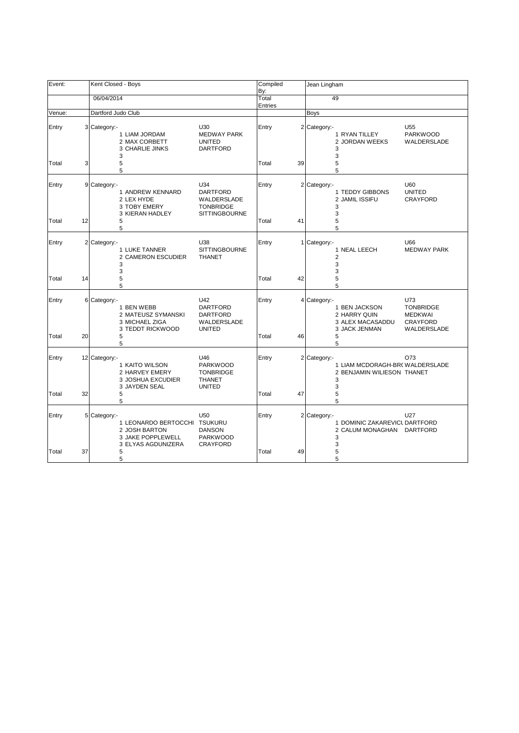| Event: | Kent Closed - Boys | Compiled By: | Jean Lingham |
|---|---|---|---|
| | 06/04/2014 | Total Entries | 49 |
| Venue: | Dartford Judo Club | | Boys |

| | | Category:- | | | | | Category:- | |
|---|---|---|---|---|---|---|---|---|
| Entry | 3 | Category:- | U30 | Entry | 2 | Category:- | U55 | |
| | | 1 LIAM JORDAM | MEDWAY PARK | | | 1 RYAN TILLEY | PARKWOOD | |
| | | 2 MAX CORBETT | UNITED | | | 2 JORDAN WEEKS | WALDERSLADE | |
| | | 3 CHARLIE JINKS | DARTFORD | | | 3 | | |
| | | 3 | | | | 3 | | |
| Total | 3 | 5 | | Total | 39 | 5 | | |
| | | 5 | | | | 5 | | |
| Entry | 9 | Category:- | U34 | Entry | 2 | Category:- | U60 | |
| | | 1 ANDREW KENNARD | DARTFORD | | | 1 TEDDY GIBBONS | UNITED | |
| | | 2 LEX HYDE | WALDERSLADE | | | 2 JAMIL ISSIFU | CRAYFORD | |
| | | 3 TOBY EMERY | TONBRIDGE | | | 3 | | |
| | | 3 KIERAN HADLEY | SITTINGBOURNE | | | 3 | | |
| Total | 12 | 5 | | Total | 41 | 5 | | |
| | | 5 | | | | 5 | | |
| Entry | 2 | Category:- | U38 | Entry | 1 | Category:- | U66 | |
| | | 1 LUKE TANNER | SITTINGBOURNE | | | 1 NEAL LEECH | MEDWAY PARK | |
| | | 2 CAMERON ESCUDIER | THANET | | | 2 | | |
| | | 3 | | | | 3 | | |
| | | 3 | | | | 3 | | |
| Total | 14 | 5 | | Total | 42 | 5 | | |
| | | 5 | | | | 5 | | |
| Entry | 6 | Category:- | U42 | Entry | 4 | Category:- | U73 | |
| | | 1 BEN WEBB | DARTFORD | | | 1 BEN JACKSON | TONBRIDGE | |
| | | 2 MATEUSZ SYMANSKI | DARTFORD | | | 2 HARRY QUIN | MEDKWAI | |
| | | 3 MICHAEL ZIGA | WALDERSLADE | | | 3 ALEX MACASADDU | CRAYFORD | |
| | | 3 TEDDT RICKWOOD | UNITED | | | 3 JACK JENMAN | WALDERSLADE | |
| Total | 20 | 5 | | Total | 46 | 5 | | |
| | | 5 | | | | 5 | | |
| Entry | 12 | Category:- | U46 | Entry | 2 | Category:- | O73 | |
| | | 1 KAITO WILSON | PARKWOOD | | | 1 LIAM MCDORAGH-BR( | WALDERSLADE | |
| | | 2 HARVEY EMERY | TONBRIDGE | | | 2 BENJAMIN WILIESON | THANET | |
| | | 3 JOSHUA EXCUDIER | THANET | | | 3 | | |
| | | 3 JAYDEN SEAL | UNITED | | | 3 | | |
| Total | 32 | 5 | | Total | 47 | 5 | | |
| | | 5 | | | | 5 | | |
| Entry | 5 | Category:- | U50 | Entry | 2 | Category:- | U27 | |
| | | 1 LEONARDO BERTOCCHI | TSUKURU | | | 1 DOMINIC ZAKAREVICI | DARTFORD | |
| | | 2 JOSH BARTON | DANSON | | | 2 CALUM MONAGHAN | DARTFORD | |
| | | 3 JAKE POPPLEWELL | PARKWOOD | | | 3 | | |
| | | 3 ELYAS AGDUNIZERA | CRAYFORD | | | 3 | | |
| Total | 37 | 5 | | Total | 49 | 5 | | |
| | | 5 | | | | 5 | | |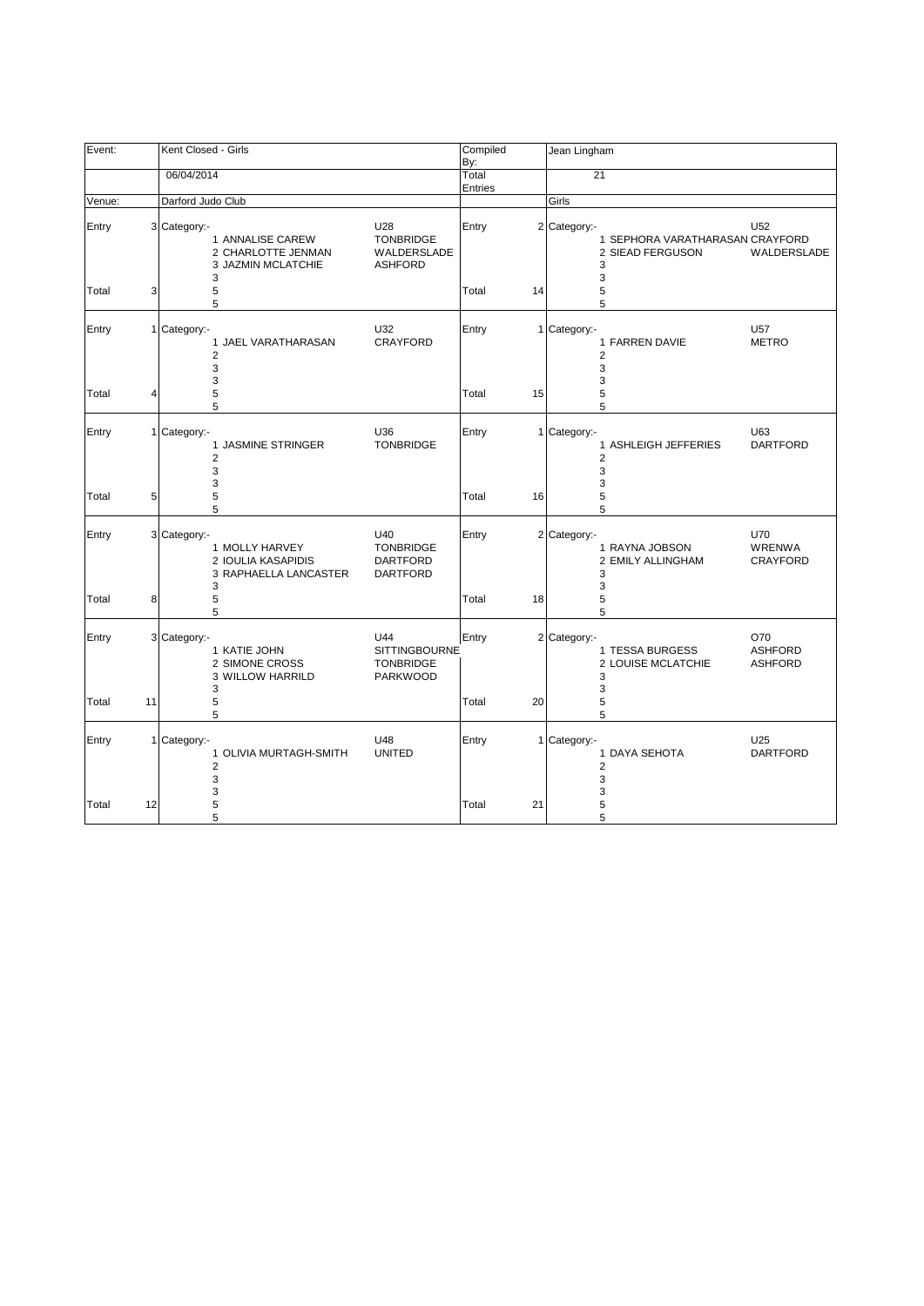| Event: | Kent Closed - Girls | | Compiled By: | Jean Lingham | |
|---|---|---|---|---|---|
| | 06/04/2014 | | Total Entries | 21 | |
| Venue: | Darford Judo Club | | | Girls | |

| Entry | | Category:- | | Entry | | Category:- | |
|---|---|---|---|---|---|---|---|
| Entry | 3 | Category:- | U28 | Entry | 2 | Category:- | U52 |
| | | 1 ANNALISE CAREW | TONBRIDGE | | | 1 SEPHORA VARATHARASAN | CRAYFORD |
| | | 2 CHARLOTTE JENMAN | WALDERSLADE | | | 2 SIEAD FERGUSON | WALDERSLADE |
| | | 3 JAZMIN MCLATCHIE | ASHFORD | | | 3 | |
| | | 3 | | | | 3 | |
| Total | 3 | 5 | | Total | 14 | 5 | |
| | | 5 | | | | 5 | |
| Entry | 1 | Category:- | U32 | Entry | 1 | Category:- | U57 |
| | | 1 JAEL VARATHARASAN | CRAYFORD | | | 1 FARREN DAVIE | METRO |
| | | 2 | | | | 2 | |
| | | 3 | | | | 3 | |
| | | 3 | | | | 3 | |
| Total | 4 | 5 | | Total | 15 | 5 | |
| | | 5 | | | | 5 | |
| Entry | 1 | Category:- | U36 | Entry | 1 | Category:- | U63 |
| | | 1 JASMINE STRINGER | TONBRIDGE | | | 1 ASHLEIGH JEFFERIES | DARTFORD |
| | | 2 | | | | 2 | |
| | | 3 | | | | 3 | |
| | | 3 | | | | 3 | |
| Total | 5 | 5 | | Total | 16 | 5 | |
| | | 5 | | | | 5 | |
| Entry | 3 | Category:- | U40 | Entry | 2 | Category:- | U70 |
| | | 1 MOLLY HARVEY | TONBRIDGE | | | 1 RAYNA JOBSON | WRENWA |
| | | 2 IOULIA KASAPIDIS | DARTFORD | | | 2 EMILY ALLINGHAM | CRAYFORD |
| | | 3 RAPHAELLA LANCASTER | DARTFORD | | | 3 | |
| | | 3 | | | | 3 | |
| Total | 8 | 5 | | Total | 18 | 5 | |
| | | 5 | | | | 5 | |
| Entry | 3 | Category:- | U44 | Entry | 2 | Category:- | O70 |
| | | 1 KATIE JOHN | SITTINGBOURNE | | | 1 TESSA BURGESS | ASHFORD |
| | | 2 SIMONE CROSS | TONBRIDGE | | | 2 LOUISE MCLATCHIE | ASHFORD |
| | | 3 WILLOW HARRILD | PARKWOOD | | | 3 | |
| | | 3 | | | | 3 | |
| Total | 11 | 5 | | Total | 20 | 5 | |
| | | 5 | | | | 5 | |
| Entry | 1 | Category:- | U48 | Entry | 1 | Category:- | U25 |
| | | 1 OLIVIA MURTAGH-SMITH | UNITED | | | 1 DAYA SEHOTA | DARTFORD |
| | | 2 | | | | 2 | |
| | | 3 | | | | 3 | |
| | | 3 | | | | 3 | |
| Total | 12 | 5 | | Total | 21 | 5 | |
| | | 5 | | | | 5 | |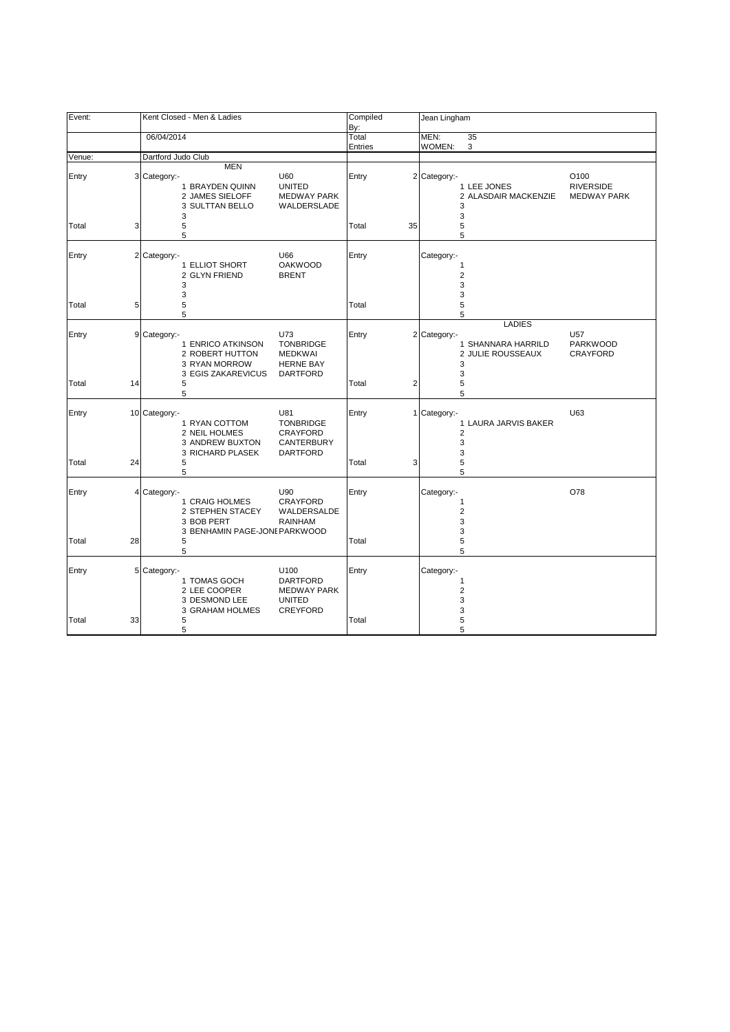| | | | | | | | |
|---|---|---|---|---|---|---|---|
| Event: | Kent Closed - Men & Ladies | | | Compiled By: | Jean Lingham | | |
| | 06/04/2014 | | | Total Entries | MEN: 35 | | |
| | | | | | WOMEN: 3 | | |
| Venue: | Dartford Judo Club | | | | | | |
| | | MEN | | | | | |
| Entry | 3 | Category:- | U60 | Entry | 2 | Category:- | O100 |
| | | 1 BRAYDEN QUINN | UNITED | | | 1 LEE JONES | RIVERSIDE |
| | | 2 JAMES SIELOFF | MEDWAY PARK | | | 2 ALASDAIR MACKENZIE | MEDWAY PARK |
| | | 3 SULTTAN BELLO | WALDERSLADE | | | 3 | |
| | | 3 | | | | 3 | |
| Total | 3 | 5 | | Total | 35 | 5 | |
| | | 5 | | | | 5 | |
| Entry | 2 | Category:- | U66 | Entry | | Category:- | |
| | | 1 ELLIOT SHORT | OAKWOOD | | | 1 | |
| | | 2 GLYN FRIEND | BRENT | | | 2 | |
| | | 3 | | | | 3 | |
| | | 3 | | | | 3 | |
| Total | 5 | 5 | | Total | | 5 | |
| | | 5 | | | | 5 | |
| | | | | | | LADIES | |
| Entry | 9 | Category:- | U73 | Entry | 2 | Category:- | U57 |
| | | 1 ENRICO ATKINSON | TONBRIDGE | | | 1 SHANNARA HARRILD | PARKWOOD |
| | | 2 ROBERT HUTTON | MEDKWAI | | | 2 JULIE ROUSSEAUX | CRAYFORD |
| | | 3 RYAN MORROW | HERNE BAY | | | 3 | |
| | | 3 EGIS ZAKAREVICUS | DARTFORD | | | 3 | |
| Total | 14 | 5 | | Total | 2 | 5 | |
| | | 5 | | | | 5 | |
| Entry | 10 | Category:- | U81 | Entry | 1 | Category:- | U63 |
| | | 1 RYAN COTTOM | TONBRIDGE | | | 1 LAURA JARVIS BAKER | |
| | | 2 NEIL HOLMES | CRAYFORD | | | 2 | |
| | | 3 ANDREW BUXTON | CANTERBURY | | | 3 | |
| | | 3 RICHARD PLASEK | DARTFORD | | | 3 | |
| Total | 24 | 5 | | Total | 3 | 5 | |
| | | 5 | | | | 5 | |
| Entry | 4 | Category:- | U90 | Entry | | Category:- | O78 |
| | | 1 CRAIG HOLMES | CRAYFORD | | | 1 | |
| | | 2 STEPHEN STACEY | WALDERSALDE | | | 2 | |
| | | 3 BOB PERT | RAINHAM | | | 3 | |
| | | 3 BENHAMIN PAGE-JONE | PARKWOOD | | | 3 | |
| Total | 28 | 5 | | Total | | 5 | |
| | | 5 | | | | 5 | |
| Entry | 5 | Category:- | U100 | Entry | | Category:- | |
| | | 1 TOMAS GOCH | DARTFORD | | | 1 | |
| | | 2 LEE COOPER | MEDWAY PARK | | | 2 | |
| | | 3 DESMOND LEE | UNITED | | | 3 | |
| | | 3 GRAHAM HOLMES | CREYFORD | | | 3 | |
| Total | 33 | 5 | | Total | | 5 | |
| | | 5 | | | | 5 | |